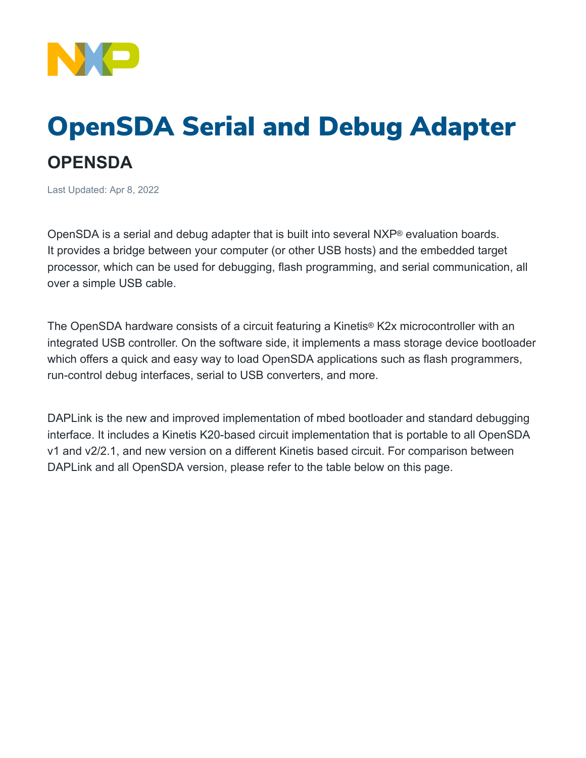# OpenSDA Serial and Debug Adapter

## OPENSDA

Last Updated: Apr 8, 2022

OpenSDA is a serial and debug adapter that is built into several NXP® evaluation boards. It provides a bridge between your computer (or other USB hosts) and the embedded target processor, which can be used for debugging, flash programming, and serial communication, all over a simple USB cable.

The OpenSDA hardware consists of a circuit featuring a Kinetis® K2x microcontroller with an integrated USB controller. On the software side, it implements a mass storage device bootloader which offers a quick and easy way to load OpenSDA applications such as flash programmers, run-control debug interfaces, serial to USB converters, and more.

DAPLink is the new and improved implementation of mbed bootloader and standard debugging interface. It includes a Kinetis K20-based circuit implementation that is portable to all OpenSDA v1 and v2/2.1, and new version on a different Kinetis based circuit. For comparison between DAPLink and all OpenSDA version, please refer to the table below on this page.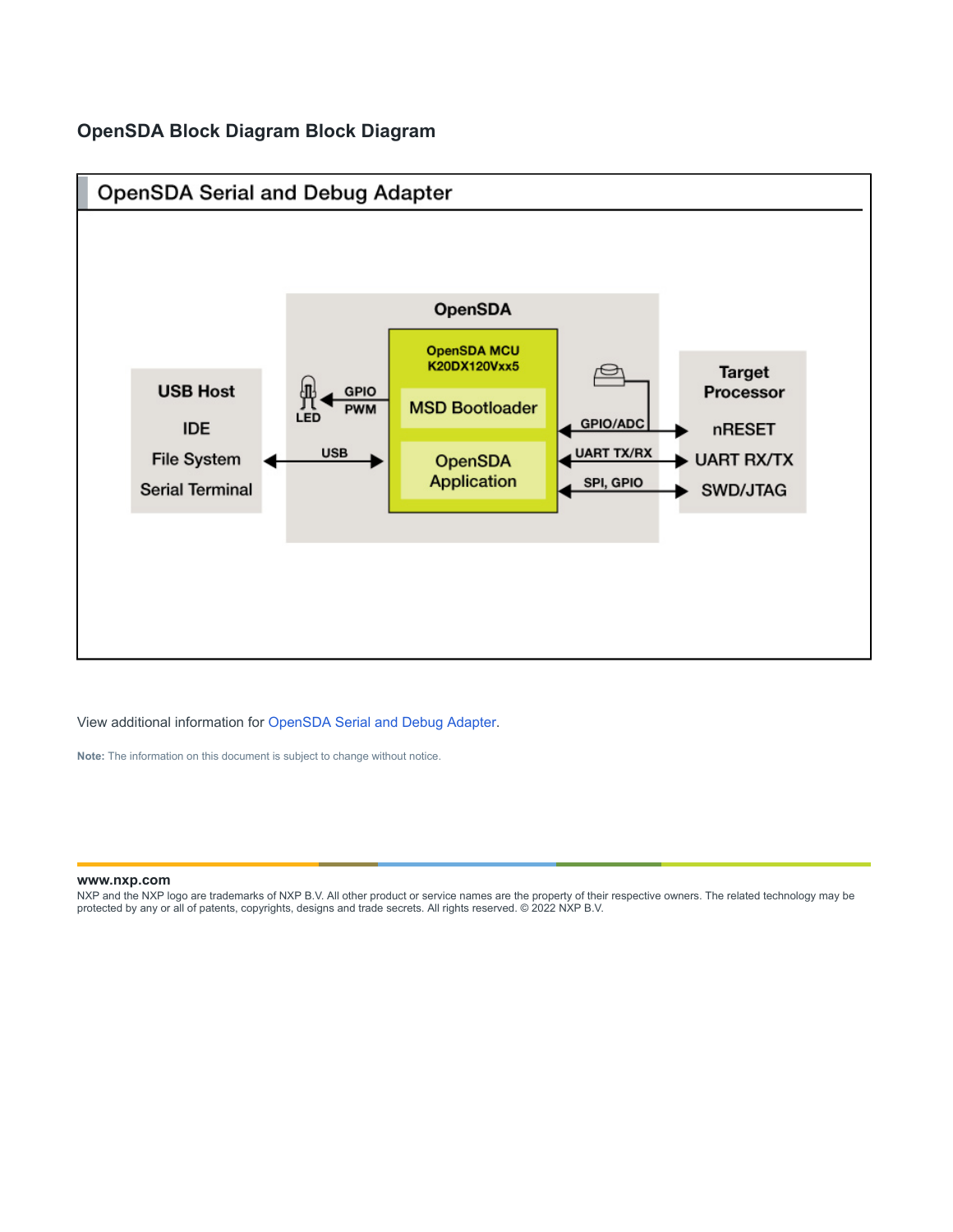## OpenSDA Block Diagram Block Diagram

OpenSDA Serial and Debug Adapter

OpenSDA

OpenSDA MCU
K20DX120Vxx5

MSD Bootloader

OpenSDA Application

USB Host

IDE

File System

Serial Terminal

USB

LED

GPIO
PWM

GPIO/ADC

UART TX/RX

SPI, GPIO

Target Processor

nRESET

UART RX/TX

SWD/JTAG

View additional information for OpenSDA Serial and Debug Adapter.

**Note:** The information on this document is subject to change without notice.

**www.nxp.com**

NXP and the NXP logo are trademarks of NXP B.V. All other product or service names are the property of their respective owners. The related technology may be protected by any or all of patents, copyrights, designs and trade secrets. All rights reserved. © 2022 NXP B.V.